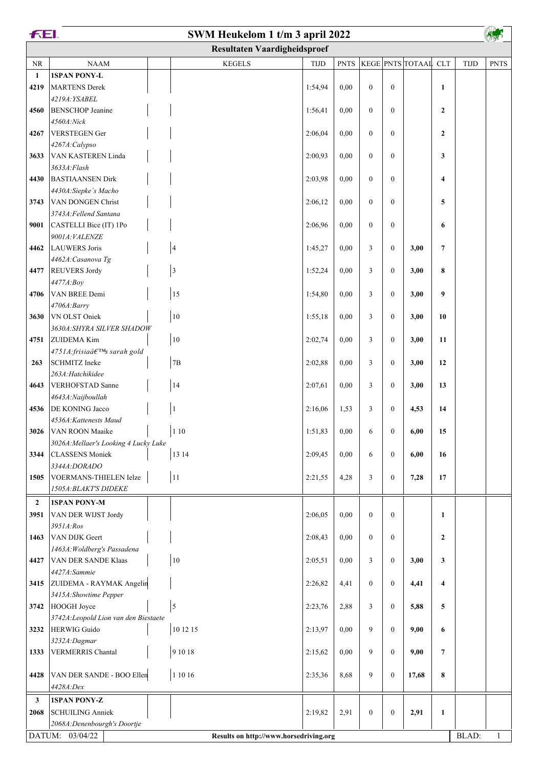# SWM Heukelom 1 t/m 3 april 2022

## Resultaten Vaardigheidsproef

| NR | NAAM | KEGELS | TIJD | PNTS | KEGE | PNTS | TOTAAL | CLT | TIJD | PNTS |
|---|---|---|---|---|---|---|---|---|---|---|
| **1** | **1SPAN PONY-L** | | | | | | | | | |
| **4219** | MARTENS Derek<br>*4219A:YSABEL* | | 1:54,94 | 0,00 | 0 | 0 | | **1** | | |
| **4560** | BENSCHOP Jeanine<br>*4560A:Nick* | | 1:56,41 | 0,00 | 0 | 0 | | **2** | | |
| **4267** | VERSTEGEN Ger<br>*4267A:Calypso* | | 2:06,04 | 0,00 | 0 | 0 | | **2** | | |
| **3633** | VAN KASTEREN Linda<br>*3633A:Flash* | | 2:00,93 | 0,00 | 0 | 0 | | **3** | | |
| **4430** | BASTIAANSEN Dirk<br>*4430A:Siepke`s Macho* | | 2:03,98 | 0,00 | 0 | 0 | | **4** | | |
| **3743** | VAN DONGEN Christ<br>*3743A:Fellend Santana* | | 2:06,12 | 0,00 | 0 | 0 | | **5** | | |
| **9001** | CASTELLI Bice (IT) 1Po<br>*9001A:VALENZE* | | 2:06,96 | 0,00 | 0 | 0 | | **6** | | |
| **4462** | LAUWERS Joris<br>*4462A:Casanova Tg* | 4 | 1:45,27 | 0,00 | 3 | 0 | **3,00** | **7** | | |
| **4477** | REUVERS Jordy<br>*4477A:Boy* | 3 | 1:52,24 | 0,00 | 3 | 0 | **3,00** | **8** | | |
| **4706** | VAN BREE Demi<br>*4706A:Barry* | 15 | 1:54,80 | 0,00 | 3 | 0 | **3,00** | **9** | | |
| **3630** | VN OLST Oniek<br>*3630A:SHYRA SILVER SHADOW* | 10 | 1:55,18 | 0,00 | 3 | 0 | **3,00** | **10** | | |
| **4751** | ZUIDEMA Kim<br>*4751A:frisiaâ€™s sarah gold* | 10 | 2:02,74 | 0,00 | 3 | 0 | **3,00** | **11** | | |
| **263** | SCHMITZ Ineke<br>*263A:Hatchikidee* | 7B | 2:02,88 | 0,00 | 3 | 0 | **3,00** | **12** | | |
| **4643** | VERHOFSTAD Sanne<br>*4643A:Naijboullah* | 14 | 2:07,61 | 0,00 | 3 | 0 | **3,00** | **13** | | |
| **4536** | DE KONING Jacco<br>*4536A:Kattenests Maud* | 1 | 2:16,06 | 1,53 | 3 | 0 | **4,53** | **14** | | |
| **3026** | VAN ROON Maaike<br>*3026A:Mellaer's Looking 4 Lucky Luke* | 1 10 | 1:51,83 | 0,00 | 6 | 0 | **6,00** | **15** | | |
| **3344** | CLASSENS Moniek<br>*3344A:DORADO* | 13 14 | 2:09,45 | 0,00 | 6 | 0 | **6,00** | **16** | | |
| **1505** | VOERMANS-THIELEN Ielze<br>*1505A:BLAKT'S DIDEKE* | 11 | 2:21,55 | 4,28 | 3 | 0 | **7,28** | **17** | | |
| **2** | **1SPAN PONY-M** | | | | | | | | | |
| **3951** | VAN DER WIJST Jordy<br>*3951A:Ros* | | 2:06,05 | 0,00 | 0 | 0 | | **1** | | |
| **1463** | VAN DIJK Geert<br>*1463A:Woldberg's Passadena* | | 2:08,43 | 0,00 | 0 | 0 | | **2** | | |
| **4427** | VAN DER SANDE Klaas<br>*4427A:Sammie* | 10 | 2:05,51 | 0,00 | 3 | 0 | **3,00** | **3** | | |
| **3415** | ZUIDEMA - RAYMAK Angelin<br>*3415A:Showtime Pepper* | | 2:26,82 | 4,41 | 0 | 0 | **4,41** | **4** | | |
| **3742** | HOOGH Joyce<br>*3742A:Leopold Lion van den Biestaete* | 5 | 2:23,76 | 2,88 | 3 | 0 | **5,88** | **5** | | |
| **3232** | HERWIG Guido<br>*3232A:Dagmar* | 10 12 15 | 2:13,97 | 0,00 | 9 | 0 | **9,00** | **6** | | |
| **1333** | VERMERRIS Chantal | 9 10 18 | 2:15,62 | 0,00 | 9 | 0 | **9,00** | **7** | | |
| **4428** | VAN DER SANDE - BOO Ellen<br>*4428A:Dex* | 1 10 16 | 2:35,36 | 8,68 | 9 | 0 | **17,68** | **8** | | |
| **3** | **1SPAN PONY-Z** | | | | | | | | | |
| **2068** | SCHUILING Anniek<br>*2068A:Denenbourgh's Doortje* | | 2:19,82 | 2,91 | 0 | 0 | **2,91** | **1** | | |

DATUM: 03/04/22 — Results on http://www.horsedriving.org — BLAD: 1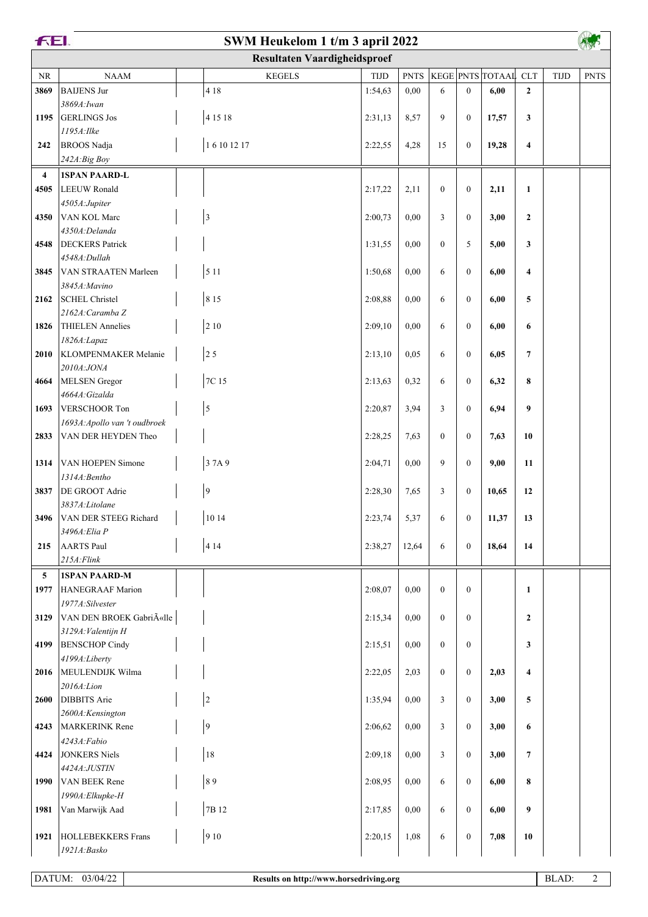# SWM Heukelom 1 t/m 3 april 2022

## Resultaten Vaardigheidsproef

| NR | NAAM | KEGELS | TIJD | PNTS | KEGE | PNTS | TOTAAL | CLT | TIJD | PNTS |
|---|---|---|---|---|---|---|---|---|---|---|
| **3869** | BAIJENS Jur<br>*3869A:Iwan* | 4 18 | 1:54,63 | 0,00 | 6 | 0 | **6,00** | **2** | | |
| **1195** | GERLINGS Jos<br>*1195A:Ilke* | 4 15 18 | 2:31,13 | 8,57 | 9 | 0 | **17,57** | **3** | | |
| **242** | BROOS Nadja<br>*242A:Big Boy* | 1 6 10 12 17 | 2:22,55 | 4,28 | 15 | 0 | **19,28** | **4** | | |
| **4** | **1SPAN PAARD-L** | | | | | | | | | |
| **4505** | LEEUW Ronald<br>*4505A:Jupiter* | | 2:17,22 | 2,11 | 0 | 0 | **2,11** | **1** | | |
| **4350** | VAN KOL Marc<br>*4350A:Delanda* | 3 | 2:00,73 | 0,00 | 3 | 0 | **3,00** | **2** | | |
| **4548** | DECKERS Patrick<br>*4548A:Dullah* | | 1:31,55 | 0,00 | 0 | 5 | **5,00** | **3** | | |
| **3845** | VAN STRAATEN Marleen<br>*3845A:Mavino* | 5 11 | 1:50,68 | 0,00 | 6 | 0 | **6,00** | **4** | | |
| **2162** | SCHEL Christel<br>*2162A:Caramba Z* | 8 15 | 2:08,88 | 0,00 | 6 | 0 | **6,00** | **5** | | |
| **1826** | THIELEN Annelies<br>*1826A:Lapaz* | 2 10 | 2:09,10 | 0,00 | 6 | 0 | **6,00** | **6** | | |
| **2010** | KLOMPENMAKER Melanie<br>*2010A:JONA* | 2 5 | 2:13,10 | 0,05 | 6 | 0 | **6,05** | **7** | | |
| **4664** | MELSEN Gregor<br>*4664A:Gizalda* | 7C 15 | 2:13,63 | 0,32 | 6 | 0 | **6,32** | **8** | | |
| **1693** | VERSCHOOR Ton<br>*1693A:Apollo van 't oudbroek* | 5 | 2:20,87 | 3,94 | 3 | 0 | **6,94** | **9** | | |
| **2833** | VAN DER HEYDEN Theo | | 2:28,25 | 7,63 | 0 | 0 | **7,63** | **10** | | |
| **1314** | VAN HOEPEN Simone<br>*1314A:Bentho* | 3 7A 9 | 2:04,71 | 0,00 | 9 | 0 | **9,00** | **11** | | |
| **3837** | DE GROOT Adrie<br>*3837A:Litolane* | 9 | 2:28,30 | 7,65 | 3 | 0 | **10,65** | **12** | | |
| **3496** | VAN DER STEEG Richard<br>*3496A:Elia P* | 10 14 | 2:23,74 | 5,37 | 6 | 0 | **11,37** | **13** | | |
| **215** | AARTS Paul<br>*215A:Flink* | 4 14 | 2:38,27 | 12,64 | 6 | 0 | **18,64** | **14** | | |
| **5** | **1SPAN PAARD-M** | | | | | | | | | |
| **1977** | HANEGRAAF Marion<br>*1977A:Silvester* | | 2:08,07 | 0,00 | 0 | 0 | | **1** | | |
| **3129** | VAN DEN BROEK GabriÃ«lle<br>*3129A:Valentijn H* | | 2:15,34 | 0,00 | 0 | 0 | | **2** | | |
| **4199** | BENSCHOP Cindy<br>*4199A:Liberty* | | 2:15,51 | 0,00 | 0 | 0 | | **3** | | |
| **2016** | MEULENDIJK Wilma<br>*2016A:Lion* | | 2:22,05 | 2,03 | 0 | 0 | **2,03** | **4** | | |
| **2600** | DIBBITS Arie<br>*2600A:Kensington* | 2 | 1:35,94 | 0,00 | 3 | 0 | **3,00** | **5** | | |
| **4243** | MARKERINK Rene<br>*4243A:Fabio* | 9 | 2:06,62 | 0,00 | 3 | 0 | **3,00** | **6** | | |
| **4424** | JONKERS Niels<br>*4424A:JUSTIN* | 18 | 2:09,18 | 0,00 | 3 | 0 | **3,00** | **7** | | |
| **1990** | VAN BEEK Rene<br>*1990A:Elkupke-H* | 8 9 | 2:08,95 | 0,00 | 6 | 0 | **6,00** | **8** | | |
| **1981** | Van Marwijk Aad | 7B 12 | 2:17,85 | 0,00 | 6 | 0 | **6,00** | **9** | | |
| **1921** | HOLLEBEKKERS Frans<br>*1921A:Basko* | 9 10 | 2:20,15 | 1,08 | 6 | 0 | **7,08** | **10** | | |

DATUM: 03/04/22 — Results on http://www.horsedriving.org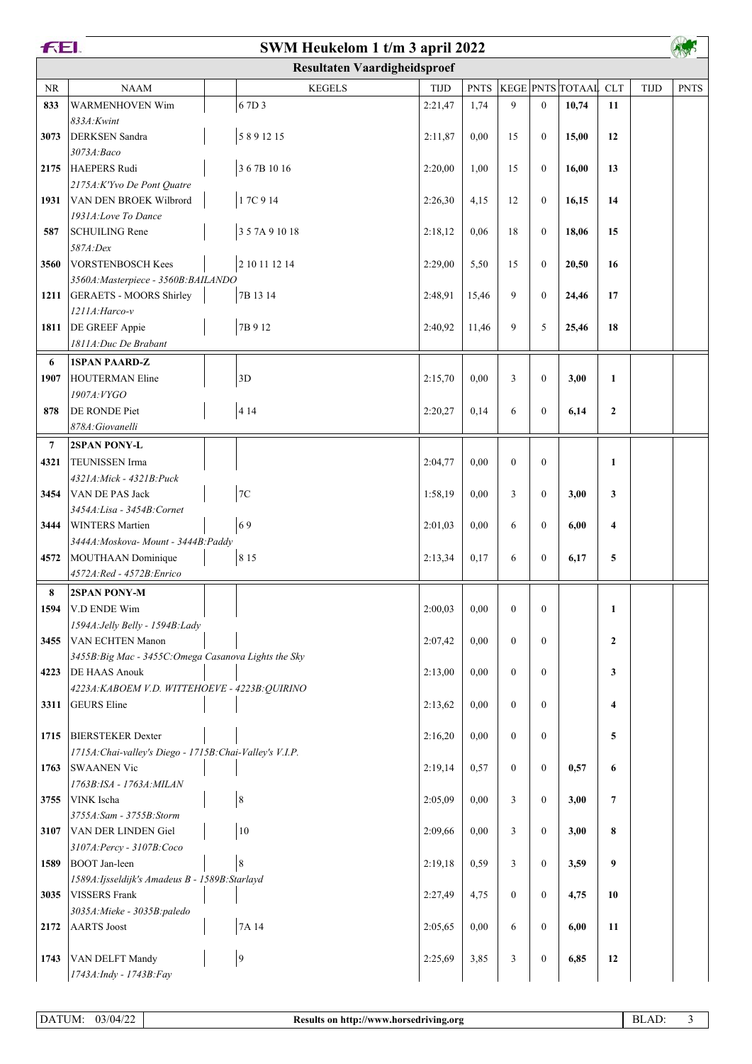# SWM Heukelom 1 t/m 3 april 2022

## Resultaten Vaardigheidsproef

| NR | NAAM | KEGELS | TIJD | PNTS | KEGE | PNTS | TOTAAL | CLT | TIJD | PNTS |
|---|---|---|---|---|---|---|---|---|---|---|
| **833** | WARMENHOVEN Wim<br>*833A:Kwint* | 6 7D 3 | 2:21,47 | 1,74 | 9 | 0 | **10,74** | **11** | | |
| **3073** | DERKSEN Sandra<br>*3073A:Baco* | 5 8 9 12 15 | 2:11,87 | 0,00 | 15 | 0 | **15,00** | **12** | | |
| **2175** | HAEPERS Rudi<br>*2175A:K'Yvo De Pont Quatre* | 3 6 7B 10 16 | 2:20,00 | 1,00 | 15 | 0 | **16,00** | **13** | | |
| **1931** | VAN DEN BROEK Wilbrord<br>*1931A:Love To Dance* | 1 7C 9 14 | 2:26,30 | 4,15 | 12 | 0 | **16,15** | **14** | | |
| **587** | SCHUILING Rene<br>*587A:Dex* | 3 5 7A 9 10 18 | 2:18,12 | 0,06 | 18 | 0 | **18,06** | **15** | | |
| **3560** | VORSTENBOSCH Kees<br>*3560A:Masterpiece - 3560B:BAILANDO* | 2 10 11 12 14 | 2:29,00 | 5,50 | 15 | 0 | **20,50** | **16** | | |
| **1211** | GERAETS - MOORS Shirley<br>*1211A:Harco-v* | 7B 13 14 | 2:48,91 | 15,46 | 9 | 0 | **24,46** | **17** | | |
| **1811** | DE GREEF Appie<br>*1811A:Duc De Brabant* | 7B 9 12 | 2:40,92 | 11,46 | 9 | 5 | **25,46** | **18** | | |
| **6** | **1SPAN PAARD-Z** | | | | | | | | | |
| **1907** | HOUTERMAN Eline<br>*1907A:VYGO* | 3D | 2:15,70 | 0,00 | 3 | 0 | **3,00** | **1** | | |
| **878** | DE RONDE Piet<br>*878A:Giovanelli* | 4 14 | 2:20,27 | 0,14 | 6 | 0 | **6,14** | **2** | | |
| **7** | **2SPAN PONY-L** | | | | | | | | | |
| **4321** | TEUNISSEN Irma<br>*4321A:Mick - 4321B:Puck* | | 2:04,77 | 0,00 | 0 | 0 | | **1** | | |
| **3454** | VAN DE PAS Jack<br>*3454A:Lisa - 3454B:Cornet* | 7C | 1:58,19 | 0,00 | 3 | 0 | **3,00** | **3** | | |
| **3444** | WINTERS Martien<br>*3444A:Moskova- Mount - 3444B:Paddy* | 6 9 | 2:01,03 | 0,00 | 6 | 0 | **6,00** | **4** | | |
| **4572** | MOUTHAAN Dominique<br>*4572A:Red - 4572B:Enrico* | 8 15 | 2:13,34 | 0,17 | 6 | 0 | **6,17** | **5** | | |
| **8** | **2SPAN PONY-M** | | | | | | | | | |
| **1594** | V.D ENDE Wim<br>*1594A:Jelly Belly - 1594B:Lady* | | 2:00,03 | 0,00 | 0 | 0 | | **1** | | |
| **3455** | VAN ECHTEN Manon<br>*3455B:Big Mac - 3455C:Omega Casanova Lights the Sky* | | 2:07,42 | 0,00 | 0 | 0 | | **2** | | |
| **4223** | DE HAAS Anouk<br>*4223A:KABOEM V.D. WITTEHOEVE - 4223B:QUIRINO* | | 2:13,00 | 0,00 | 0 | 0 | | **3** | | |
| **3311** | GEURS Eline | | 2:13,62 | 0,00 | 0 | 0 | | **4** | | |
| **1715** | BIERSTEKER Dexter<br>*1715A:Chai-valley's Diego - 1715B:Chai-Valley's V.I.P.* | | 2:16,20 | 0,00 | 0 | 0 | | **5** | | |
| **1763** | SWAANEN Vic<br>*1763B:ISA - 1763A:MILAN* | | 2:19,14 | 0,57 | 0 | 0 | **0,57** | **6** | | |
| **3755** | VINK Ischa<br>*3755A:Sam - 3755B:Storm* | 8 | 2:05,09 | 0,00 | 3 | 0 | **3,00** | **7** | | |
| **3107** | VAN DER LINDEN Giel<br>*3107A:Percy - 3107B:Coco* | 10 | 2:09,66 | 0,00 | 3 | 0 | **3,00** | **8** | | |
| **1589** | BOOT Jan-leen<br>*1589A:Ijsseldijk's Amadeus B - 1589B:Starlayd* | 8 | 2:19,18 | 0,59 | 3 | 0 | **3,59** | **9** | | |
| **3035** | VISSERS Frank<br>*3035A:Mieke - 3035B:paledo* | | 2:27,49 | 4,75 | 0 | 0 | **4,75** | **10** | | |
| **2172** | AARTS Joost | 7A 14 | 2:05,65 | 0,00 | 6 | 0 | **6,00** | **11** | | |
| **1743** | VAN DELFT Mandy<br>*1743A:Indy - 1743B:Fay* | 9 | 2:25,69 | 3,85 | 3 | 0 | **6,85** | **12** | | |

DATUM: 03/04/22 | Results on http://www.horsedriving.org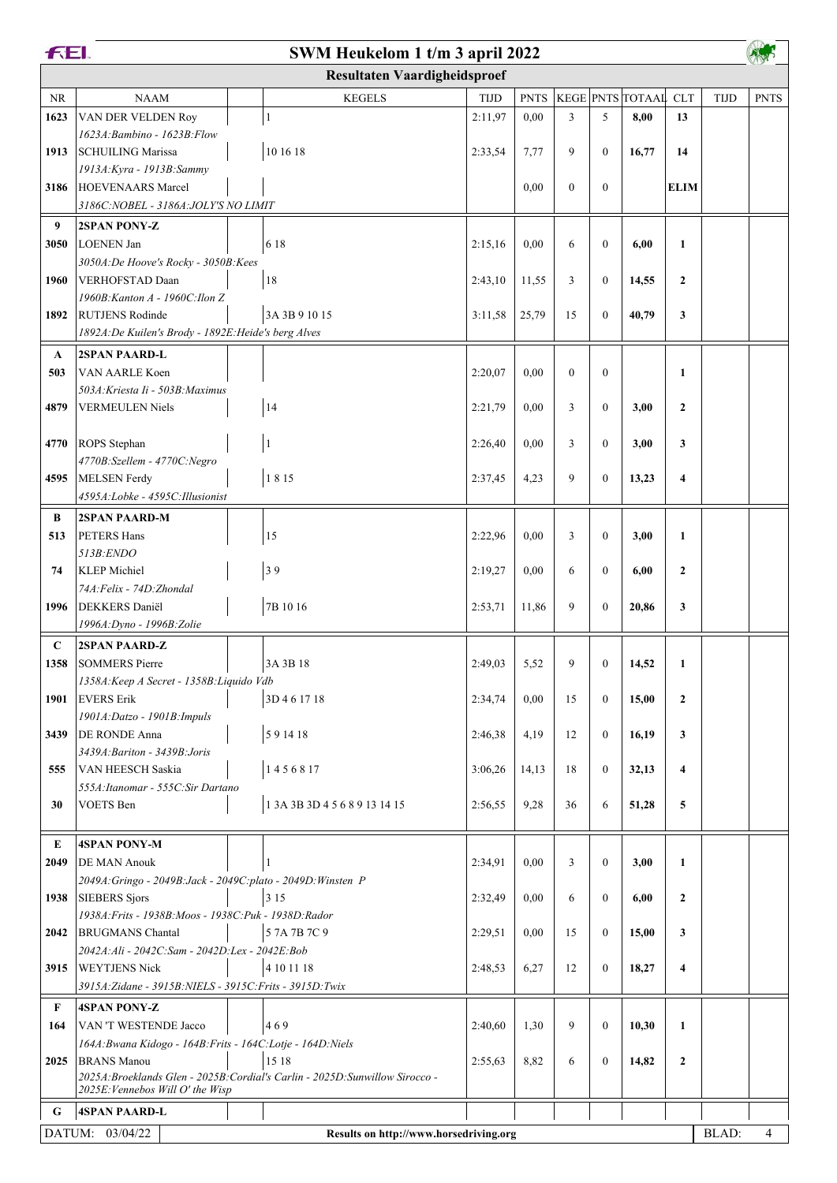# SWM Heukelom 1 t/m 3 april 2022

## Resultaten Vaardigheidsproef

| NR | NAAM | KEGELS | TIJD | PNTS | KEGE | PNTS | TOTAAL | CLT | TIJD | PNTS |
|---|---|---|---|---|---|---|---|---|---|---|
| 1623 | VAN DER VELDEN Roy | 1 | 2:11,97 | 0,00 | 3 | 5 | **8,00** | **13** | | |
| | *1623A:Bambino - 1623B:Flow* | | | | | | | | | |
| 1913 | SCHUILING Marissa | 10 16 18 | 2:33,54 | 7,77 | 9 | 0 | **16,77** | **14** | | |
| | *1913A:Kyra - 1913B:Sammy* | | | | | | | | | |
| 3186 | HOEVENAARS Marcel | | | 0,00 | 0 | 0 | | **ELIM** | | |
| | *3186C:NOBEL - 3186A:JOLY'S NO LIMIT* | | | | | | | | | |
| **9** | **2SPAN PONY-Z** | | | | | | | | | |
| 3050 | LOENEN Jan | 6 18 | 2:15,16 | 0,00 | 6 | 0 | **6,00** | **1** | | |
| | *3050A:De Hoove's Rocky - 3050B:Kees* | | | | | | | | | |
| 1960 | VERHOFSTAD Daan | 18 | 2:43,10 | 11,55 | 3 | 0 | **14,55** | **2** | | |
| | *1960B:Kanton A - 1960C:Ilon Z* | | | | | | | | | |
| 1892 | RUTJENS Rodinde | 3A 3B 9 10 15 | 3:11,58 | 25,79 | 15 | 0 | **40,79** | **3** | | |
| | *1892A:De Kuilen's Brody - 1892E:Heide's berg Alves* | | | | | | | | | |
| **A** | **2SPAN PAARD-L** | | | | | | | | | |
| 503 | VAN AARLE Koen | | 2:20,07 | 0,00 | 0 | 0 | | **1** | | |
| | *503A:Kriesta Ii - 503B:Maximus* | | | | | | | | | |
| 4879 | VERMEULEN Niels | 14 | 2:21,79 | 0,00 | 3 | 0 | **3,00** | **2** | | |
| 4770 | ROPS Stephan | 1 | 2:26,40 | 0,00 | 3 | 0 | **3,00** | **3** | | |
| | *4770B:Szellem - 4770C:Negro* | | | | | | | | | |
| 4595 | MELSEN Ferdy | 1 8 15 | 2:37,45 | 4,23 | 9 | 0 | **13,23** | **4** | | |
| | *4595A:Lobke - 4595C:Illusionist* | | | | | | | | | |
| **B** | **2SPAN PAARD-M** | | | | | | | | | |
| 513 | PETERS Hans | 15 | 2:22,96 | 0,00 | 3 | 0 | **3,00** | **1** | | |
| | *513B:ENDO* | | | | | | | | | |
| 74 | KLEP Michiel | 3 9 | 2:19,27 | 0,00 | 6 | 0 | **6,00** | **2** | | |
| | *74A:Felix - 74D:Zhondal* | | | | | | | | | |
| 1996 | DEKKERS Daniël | 7B 10 16 | 2:53,71 | 11,86 | 9 | 0 | **20,86** | **3** | | |
| | *1996A:Dyno - 1996B:Zolie* | | | | | | | | | |
| **C** | **2SPAN PAARD-Z** | | | | | | | | | |
| 1358 | SOMMERS Pierre | 3A 3B 18 | 2:49,03 | 5,52 | 9 | 0 | **14,52** | **1** | | |
| | *1358A:Keep A Secret - 1358B:Liquido Vdb* | | | | | | | | | |
| 1901 | EVERS Erik | 3D 4 6 17 18 | 2:34,74 | 0,00 | 15 | 0 | **15,00** | **2** | | |
| | *1901A:Datzo - 1901B:Impuls* | | | | | | | | | |
| 3439 | DE RONDE Anna | 5 9 14 18 | 2:46,38 | 4,19 | 12 | 0 | **16,19** | **3** | | |
| | *3439A:Bariton - 3439B:Joris* | | | | | | | | | |
| 555 | VAN HEESCH Saskia | 1 4 5 6 8 17 | 3:06,26 | 14,13 | 18 | 0 | **32,13** | **4** | | |
| | *555A:Itanomar - 555C:Sir Dartano* | | | | | | | | | |
| 30 | VOETS Ben | 1 3A 3B 3D 4 5 6 8 9 13 14 15 | 2:56,55 | 9,28 | 36 | 6 | **51,28** | **5** | | |
| **E** | **4SPAN PONY-M** | | | | | | | | | |
| 2049 | DE MAN Anouk | 1 | 2:34,91 | 0,00 | 3 | 0 | **3,00** | **1** | | |
| | *2049A:Gringo - 2049B:Jack - 2049C:plato - 2049D:Winsten P* | | | | | | | | | |
| 1938 | SIEBERS Sjors | 3 15 | 2:32,49 | 0,00 | 6 | 0 | **6,00** | **2** | | |
| | *1938A:Frits - 1938B:Moos - 1938C:Puk - 1938D:Rador* | | | | | | | | | |
| 2042 | BRUGMANS Chantal | 5 7A 7B 7C 9 | 2:29,51 | 0,00 | 15 | 0 | **15,00** | **3** | | |
| | *2042A:Ali - 2042C:Sam - 2042D:Lex - 2042E:Bob* | | | | | | | | | |
| 3915 | WEYTJENS Nick | 4 10 11 18 | 2:48,53 | 6,27 | 12 | 0 | **18,27** | **4** | | |
| | *3915A:Zidane - 3915B:NIELS - 3915C:Frits - 3915D:Twix* | | | | | | | | | |
| **F** | **4SPAN PONY-Z** | | | | | | | | | |
| 164 | VAN 'T WESTENDE Jacco | 4 6 9 | 2:40,60 | 1,30 | 9 | 0 | **10,30** | **1** | | |
| | *164A:Bwana Kidogo - 164B:Frits - 164C:Lotje - 164D:Niels* | | | | | | | | | |
| 2025 | BRANS Manou | 15 18 | 2:55,63 | 8,82 | 6 | 0 | **14,82** | **2** | | |
| | *2025A:Broeklands Glen - 2025B:Cordial's Carlin - 2025D:Sunwillow Sirocco - 2025E:Vennebos Will O' the Wisp* | | | | | | | | | |
| **G** | **4SPAN PAARD-L** | | | | | | | | | |

DATUM: 03/04/22 — Results on http://www.horsedriving.org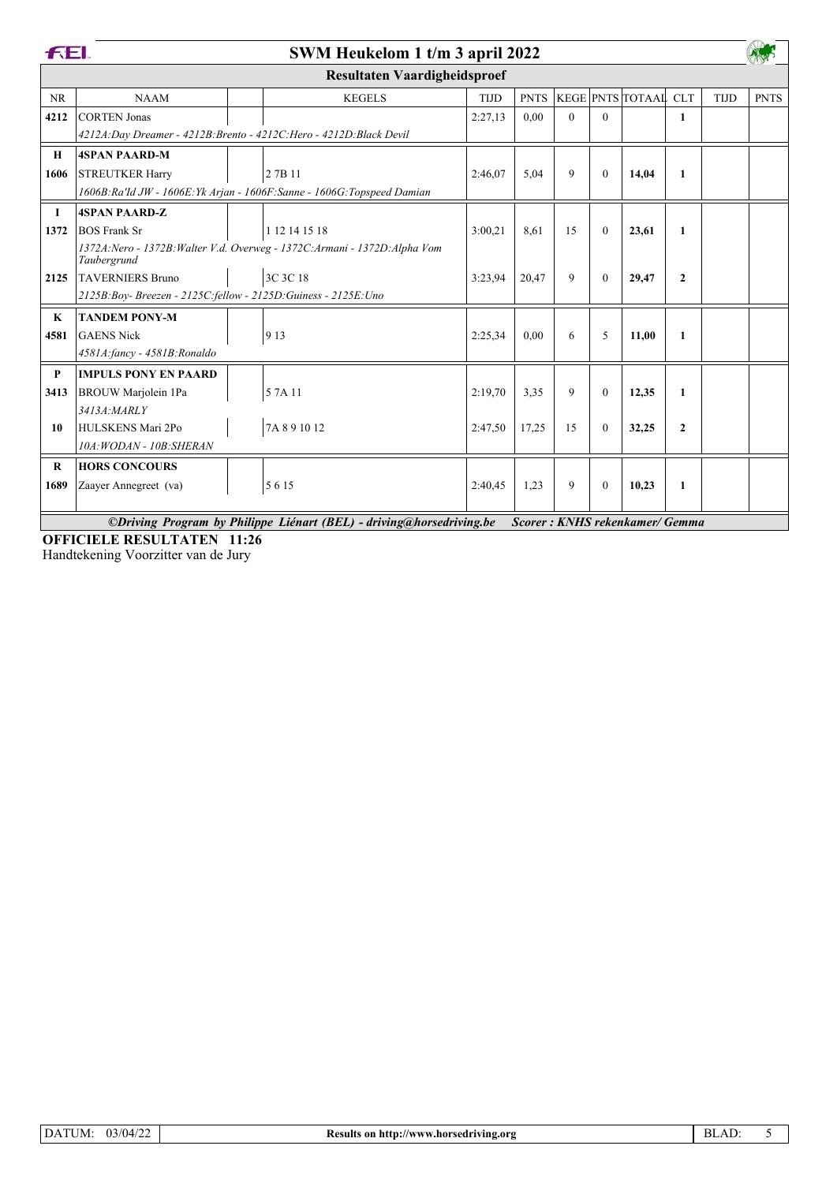# SWM Heukelom 1 t/m 3 april 2022

## Resultaten Vaardigheidsproef

| NR | NAAM | | KEGELS | TIJD | PNTS | KEGE | PNTS | TOTAAL | CLT | TIJD | PNTS |
|---|---|---|---|---|---|---|---|---|---|---|---|
| **4212** | CORTEN Jonas | | | 2:27,13 | 0,00 | 0 | 0 | | **1** | | |
| | *4212A:Day Dreamer - 4212B:Brento - 4212C:Hero - 4212D:Black Devil* | | | | | | | | | | |
| **H** | **4SPAN PAARD-M** | | | | | | | | | | |
| **1606** | STREUTKER Harry | | 2 7B 11 | 2:46,07 | 5,04 | 9 | 0 | **14,04** | **1** | | |
| | *1606B:Ra'Id JW - 1606E:Yk Arjan - 1606F:Sanne - 1606G:Topspeed Damian* | | | | | | | | | | |
| **I** | **4SPAN PAARD-Z** | | | | | | | | | | |
| **1372** | BOS Frank Sr | | 1 12 14 15 18 | 3:00,21 | 8,61 | 15 | 0 | **23,61** | **1** | | |
| | *1372A:Nero - 1372B:Walter V.d. Overweg - 1372C:Armani - 1372D:Alpha Vom Taubergrund* | | | | | | | | | | |
| **2125** | TAVERNIERS Bruno | | 3C 3C 18 | 3:23,94 | 20,47 | 9 | 0 | **29,47** | **2** | | |
| | *2125B:Boy- Breezen - 2125C:fellow - 2125D:Guiness - 2125E:Uno* | | | | | | | | | | |
| **K** | **TANDEM PONY-M** | | | | | | | | | | |
| **4581** | GAENS Nick | | 9 13 | 2:25,34 | 0,00 | 6 | 5 | **11,00** | **1** | | |
| | *4581A:fancy - 4581B:Ronaldo* | | | | | | | | | | |
| **P** | **IMPULS PONY EN PAARD** | | | | | | | | | | |
| **3413** | BROUW Marjolein 1Pa | | 5 7A 11 | 2:19,70 | 3,35 | 9 | 0 | **12,35** | **1** | | |
| | *3413A:MARLY* | | | | | | | | | | |
| **10** | HULSKENS Mari 2Po | | 7A 8 9 10 12 | 2:47,50 | 17,25 | 15 | 0 | **32,25** | **2** | | |
| | *10A:WODAN - 10B:SHERAN* | | | | | | | | | | |
| **R** | **HORS CONCOURS** | | | | | | | | | | |
| **1689** | Zaayer Annegreet (va) | | 5 6 15 | 2:40,45 | 1,23 | 9 | 0 | **10,23** | **1** | | |

***©Driving Program by Philippe Liénart (BEL) - driving@horsedriving.be  Scorer : KNHS rekenkamer/ Gemma***

**OFFICIELE RESULTATEN 11:26**

Handtekening Voorzitter van de Jury

DATUM: 03/04/22 | **Results on http://www.horsedriving.org** | BLAD: 5